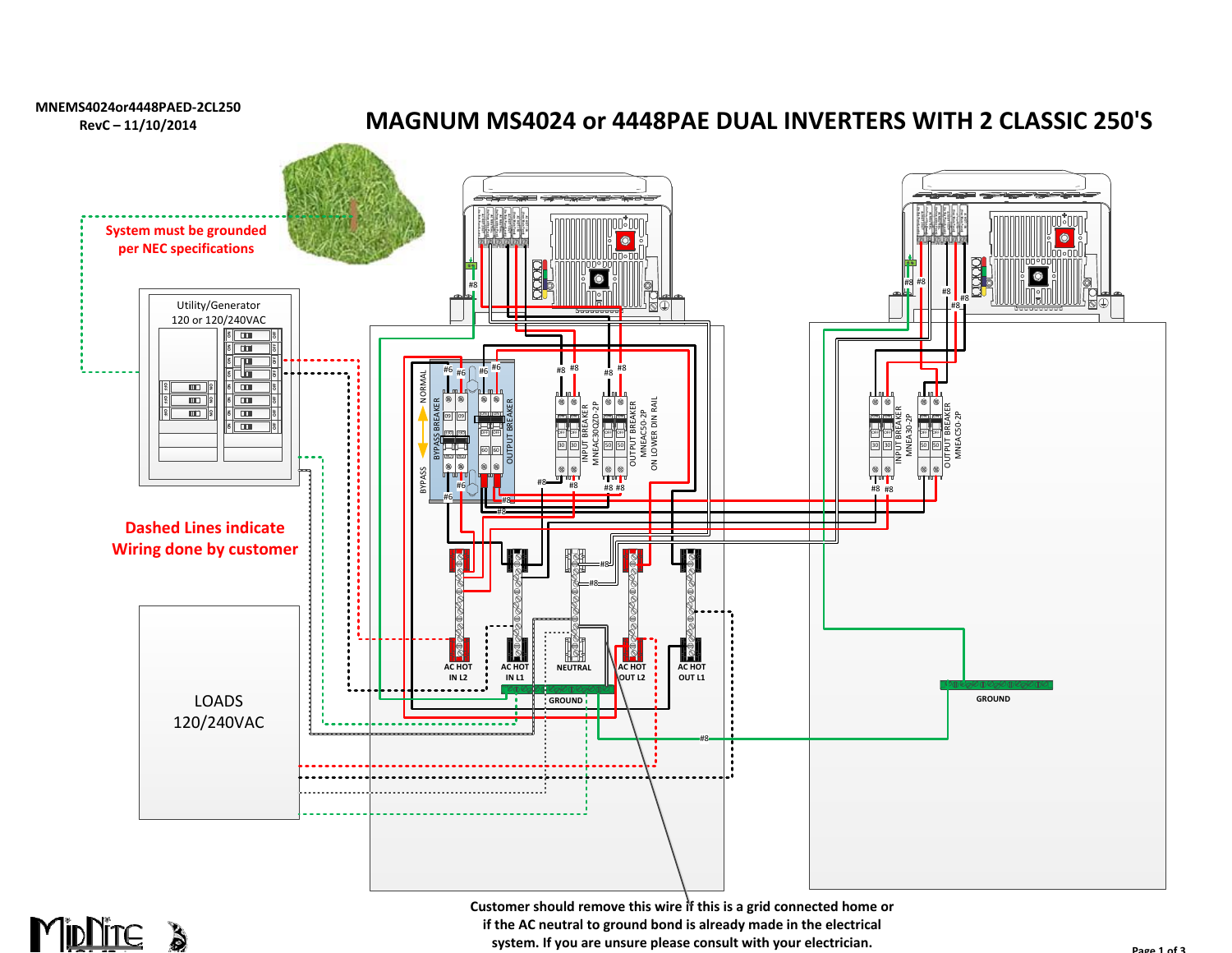MNEMS4024or4448PAED-2CL250
RevC – 11/10/2014

# MAGNUM MS4024 or 4448PAE DUAL INVERTERS WITH 2 CLASSIC 250'S

System must be grounded per NEC specifications

Utility/Generator
120 or 120/240VAC

Dashed Lines indicate Wiring done by customer

LOADS
120/240VAC

BYPASS BREAKER

NORMAL

BYPASS

OUTPUT BREAKER

INPUT BREAKER MNEAC30D2D-2P

OUTPUT BREAKER MNEAC50-2P

ON LOWER DIN RAIL

INPUT BREAKER MNEA30-2P

OUTPUT BREAKER MNEAC50-2P

AC HOT IN L2

AC HOT IN L1

NEUTRAL

AC HOT OUT L2

AC HOT OUT L1

GROUND

GROUND

#6 #6 #6 #6 #8 #8 #8 #8

**Customer should remove this wire if this is a grid connected home or if the AC neutral to ground bond is already made in the electrical system. If you are unsure please consult with your electrician.**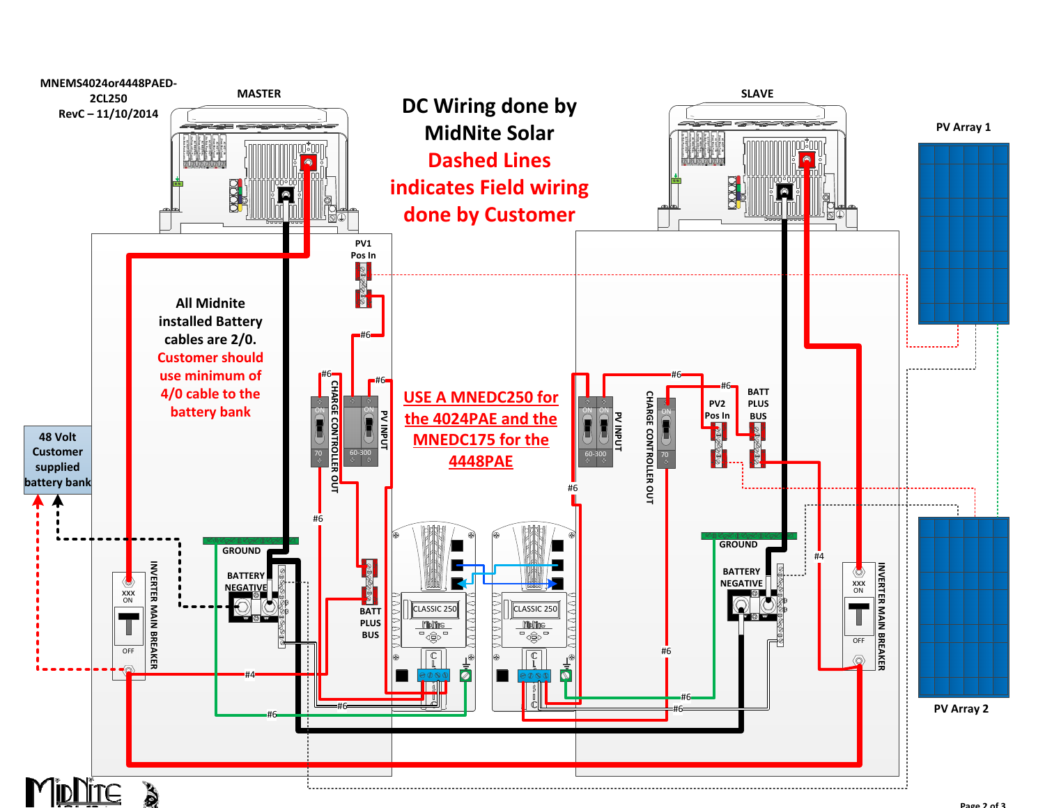MNEMS4024or4448PAED-2CL250
RevC – 11/10/2014

# DC Wiring done by MidNite Solar

**Dashed Lines indicates Field wiring done by Customer**

MASTER

SLAVE

PV Array 1

PV Array 2

All Midnite installed Battery cables are 2/0. **Customer should use minimum of 4/0 cable to the battery bank**

**USE A MNEDC250 for the 4024PAE and the MNEDC175 for the 4448PAE**

48 Volt Customer supplied battery bank

PV1 Pos In

PV2 Pos In

BATT PLUS BUS

BATTERY NEGATIVE

GROUND

CHARGE CONTROLLER OUT

PV INPUT

INVERTER MAIN BREAKER

CLASSIC 250

#6

#4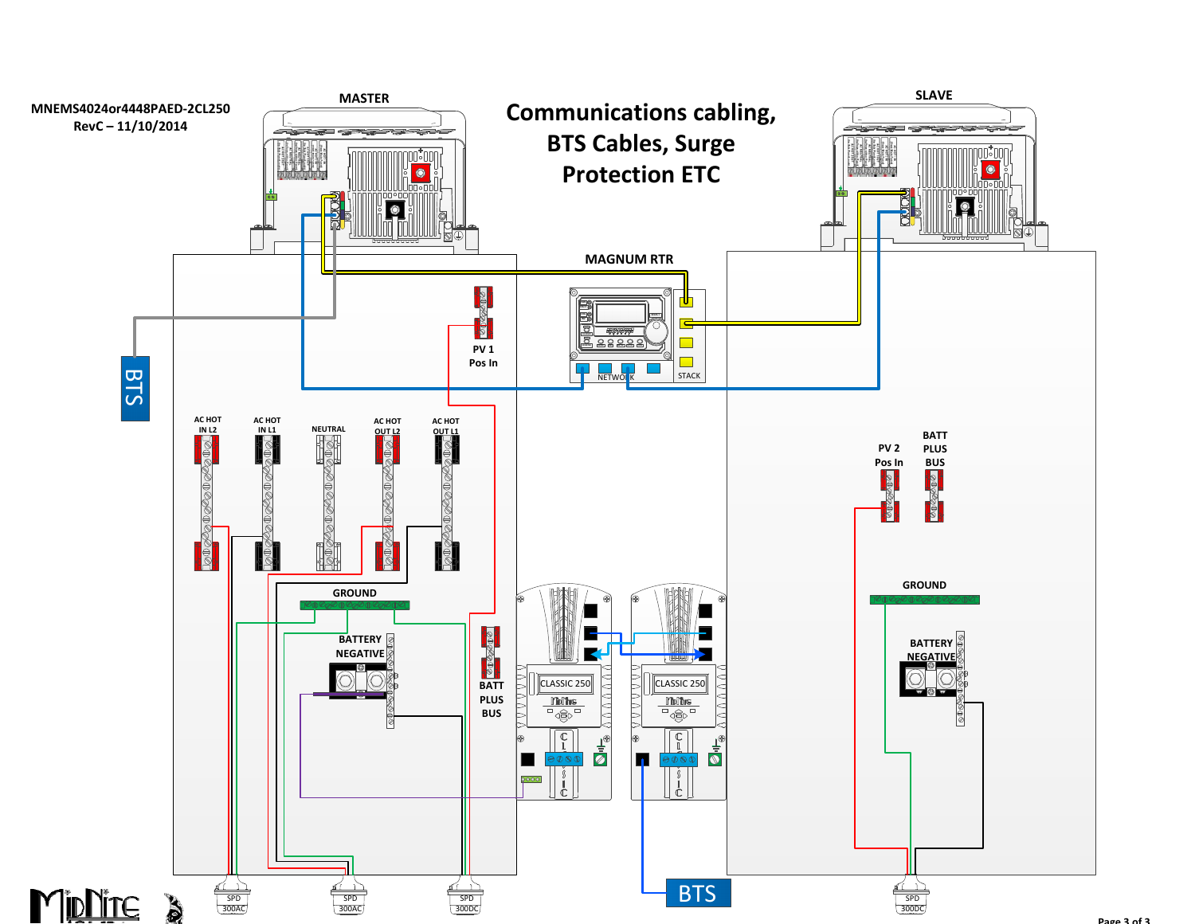MNEMS4024or4448PAED-2CL250
RevC – 11/10/2014

# Communications cabling, BTS Cables, Surge Protection ETC

MASTER

SLAVE

MAGNUM RTR

NETWORK

STACK

BTS

PV 1
Pos In

AC HOT IN L2

AC HOT IN L1

NEUTRAL

AC HOT OUT L2

AC HOT OUT L1

GROUND

BATTERY NEGATIVE

BATT PLUS BUS

CLASSIC 250

CLASSIC 250

BTS

PV 2
Pos In

BATT PLUS BUS

GROUND

BATTERY NEGATIVE

SPD 300AC

SPD 300AC

SPD 300DC

SPD 300DC